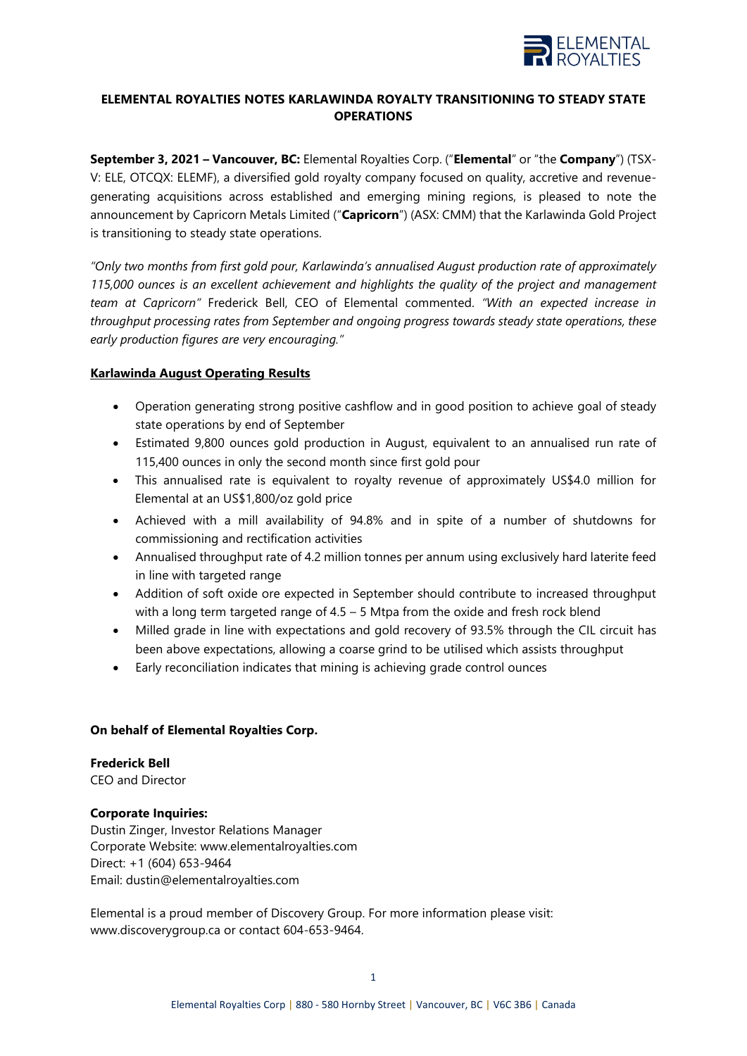# ELEMENTAL ROYALTIES NOTES KARLAWINDA ROYALTY TRANSITIONING TO STEADY STATE OPERATIONS

**September 3, 2021 – Vancouver, BC:** Elemental Royalties Corp. ("**Elemental**" or "the **Company**") (TSX-V: ELE, OTCQX: ELEMF), a diversified gold royalty company focused on quality, accretive and revenue-generating acquisitions across established and emerging mining regions, is pleased to note the announcement by Capricorn Metals Limited ("**Capricorn**") (ASX: CMM) that the Karlawinda Gold Project is transitioning to steady state operations.

*"Only two months from first gold pour, Karlawinda's annualised August production rate of approximately 115,000 ounces is an excellent achievement and highlights the quality of the project and management team at Capricorn"* Frederick Bell, CEO of Elemental commented. *"With an expected increase in throughput processing rates from September and ongoing progress towards steady state operations, these early production figures are very encouraging."*

## Karlawinda August Operating Results

- Operation generating strong positive cashflow and in good position to achieve goal of steady state operations by end of September
- Estimated 9,800 ounces gold production in August, equivalent to an annualised run rate of 115,400 ounces in only the second month since first gold pour
- This annualised rate is equivalent to royalty revenue of approximately US$4.0 million for Elemental at an US$1,800/oz gold price
- Achieved with a mill availability of 94.8% and in spite of a number of shutdowns for commissioning and rectification activities
- Annualised throughput rate of 4.2 million tonnes per annum using exclusively hard laterite feed in line with targeted range
- Addition of soft oxide ore expected in September should contribute to increased throughput with a long term targeted range of 4.5 – 5 Mtpa from the oxide and fresh rock blend
- Milled grade in line with expectations and gold recovery of 93.5% through the CIL circuit has been above expectations, allowing a coarse grind to be utilised which assists throughput
- Early reconciliation indicates that mining is achieving grade control ounces

**On behalf of Elemental Royalties Corp.**

**Frederick Bell**
CEO and Director

**Corporate Inquiries:**
Dustin Zinger, Investor Relations Manager
Corporate Website: www.elementalroyalties.com
Direct: +1 (604) 653-9464
Email: dustin@elementalroyalties.com

Elemental is a proud member of Discovery Group. For more information please visit: www.discoverygroup.ca or contact 604-653-9464.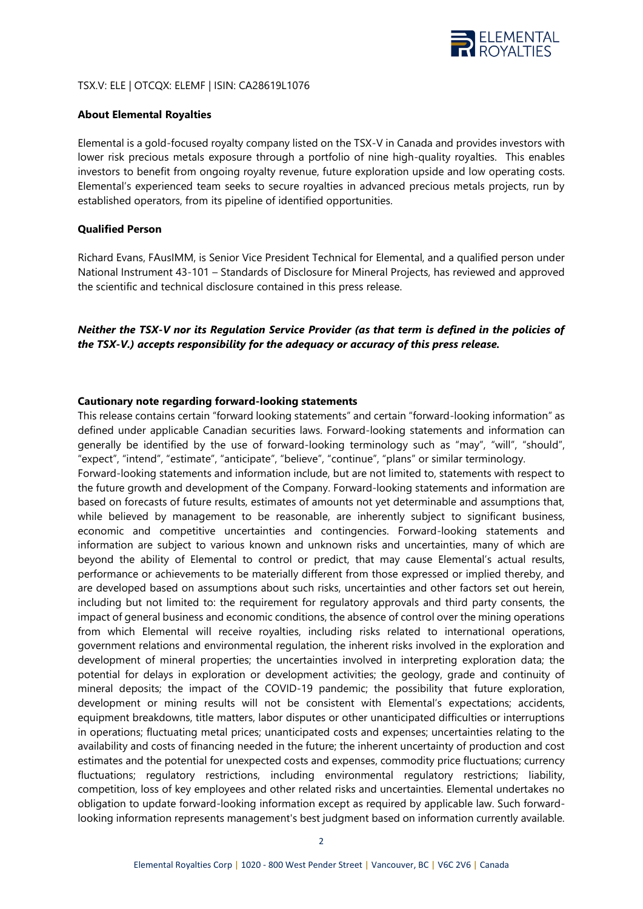TSX.V: ELE | OTCQX: ELEMF | ISIN: CA28619L1076

**About Elemental Royalties**

Elemental is a gold-focused royalty company listed on the TSX-V in Canada and provides investors with lower risk precious metals exposure through a portfolio of nine high-quality royalties. This enables investors to benefit from ongoing royalty revenue, future exploration upside and low operating costs. Elemental's experienced team seeks to secure royalties in advanced precious metals projects, run by established operators, from its pipeline of identified opportunities.

**Qualified Person**

Richard Evans, FAusIMM, is Senior Vice President Technical for Elemental, and a qualified person under National Instrument 43-101 – Standards of Disclosure for Mineral Projects, has reviewed and approved the scientific and technical disclosure contained in this press release.

***Neither the TSX-V nor its Regulation Service Provider (as that term is defined in the policies of the TSX-V.) accepts responsibility for the adequacy or accuracy of this press release.***

**Cautionary note regarding forward-looking statements**

This release contains certain "forward looking statements" and certain "forward-looking information" as defined under applicable Canadian securities laws. Forward-looking statements and information can generally be identified by the use of forward-looking terminology such as "may", "will", "should", "expect", "intend", "estimate", "anticipate", "believe", "continue", "plans" or similar terminology.

Forward-looking statements and information include, but are not limited to, statements with respect to the future growth and development of the Company. Forward-looking statements and information are based on forecasts of future results, estimates of amounts not yet determinable and assumptions that, while believed by management to be reasonable, are inherently subject to significant business, economic and competitive uncertainties and contingencies. Forward-looking statements and information are subject to various known and unknown risks and uncertainties, many of which are beyond the ability of Elemental to control or predict, that may cause Elemental's actual results, performance or achievements to be materially different from those expressed or implied thereby, and are developed based on assumptions about such risks, uncertainties and other factors set out herein, including but not limited to: the requirement for regulatory approvals and third party consents, the impact of general business and economic conditions, the absence of control over the mining operations from which Elemental will receive royalties, including risks related to international operations, government relations and environmental regulation, the inherent risks involved in the exploration and development of mineral properties; the uncertainties involved in interpreting exploration data; the potential for delays in exploration or development activities; the geology, grade and continuity of mineral deposits; the impact of the COVID-19 pandemic; the possibility that future exploration, development or mining results will not be consistent with Elemental's expectations; accidents, equipment breakdowns, title matters, labor disputes or other unanticipated difficulties or interruptions in operations; fluctuating metal prices; unanticipated costs and expenses; uncertainties relating to the availability and costs of financing needed in the future; the inherent uncertainty of production and cost estimates and the potential for unexpected costs and expenses, commodity price fluctuations; currency fluctuations; regulatory restrictions, including environmental regulatory restrictions; liability, competition, loss of key employees and other related risks and uncertainties. Elemental undertakes no obligation to update forward-looking information except as required by applicable law. Such forward-looking information represents management's best judgment based on information currently available.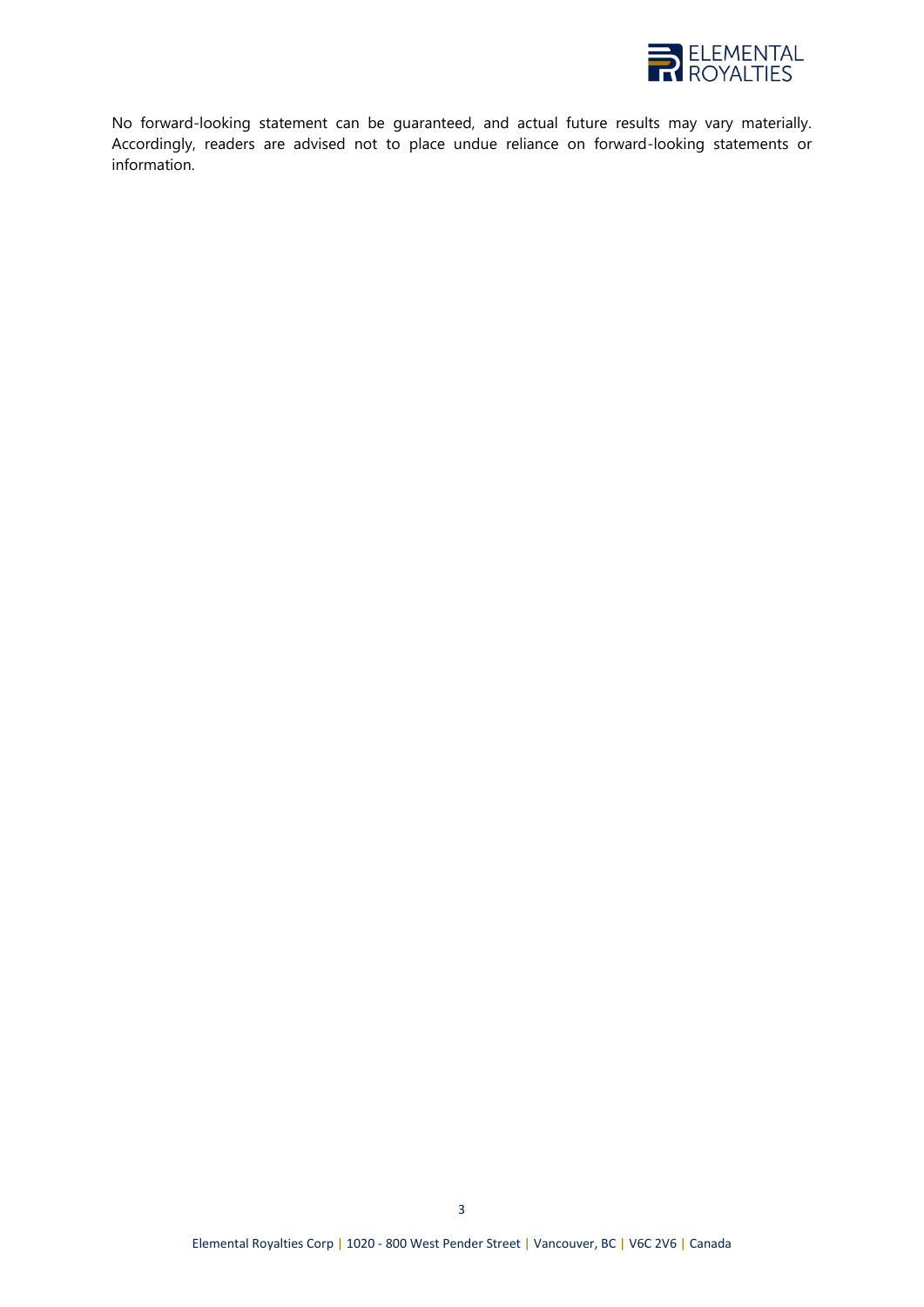No forward-looking statement can be guaranteed, and actual future results may vary materially. Accordingly, readers are advised not to place undue reliance on forward-looking statements or information.